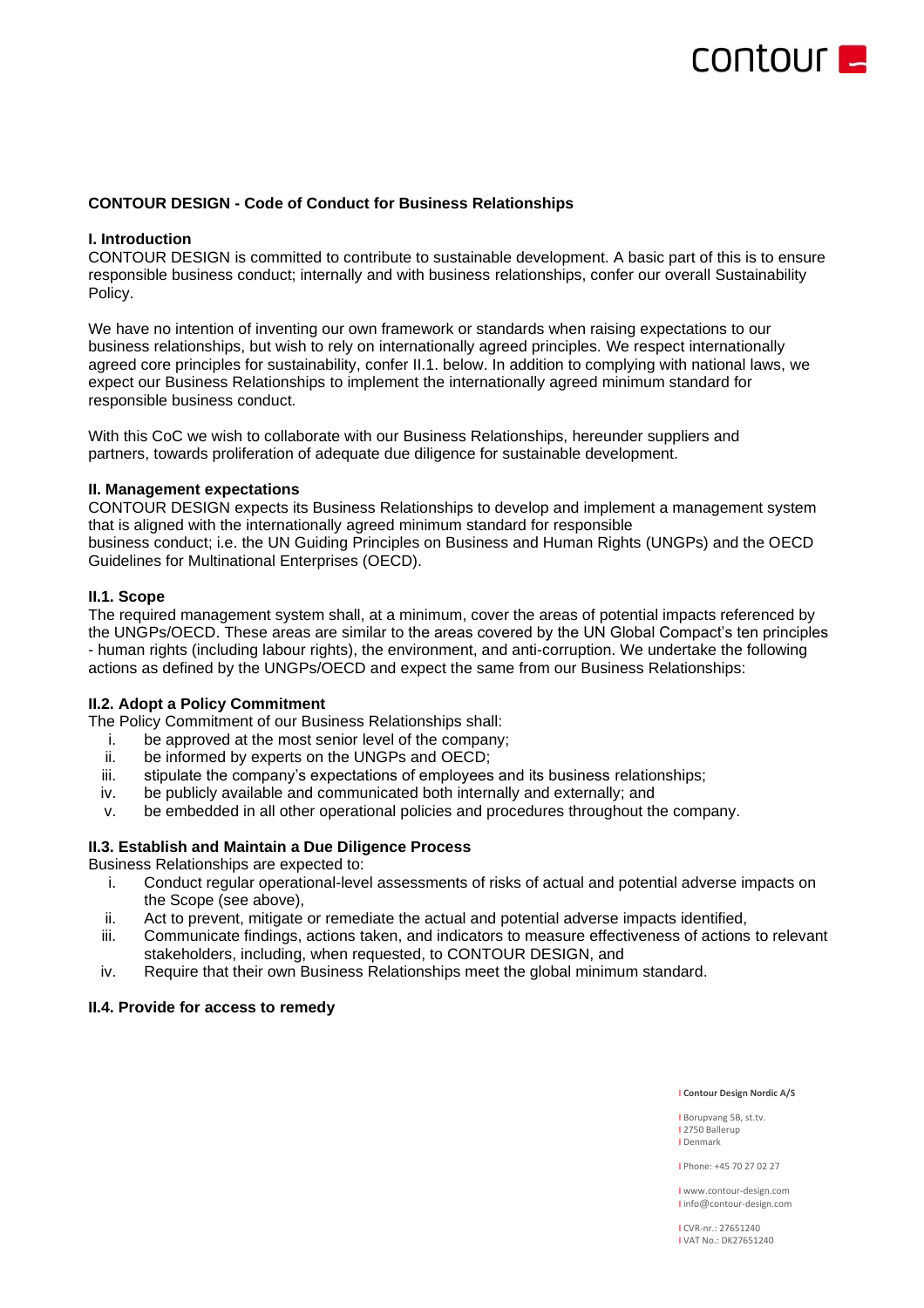# CONTOUR DESIGN - Code of Conduct for Business Relationships

## I. Introduction

CONTOUR DESIGN is committed to contribute to sustainable development. A basic part of this is to ensure responsible business conduct; internally and with business relationships, confer our overall Sustainability Policy.

We have no intention of inventing our own framework or standards when raising expectations to our business relationships, but wish to rely on internationally agreed principles. We respect internationally agreed core principles for sustainability, confer II.1. below. In addition to complying with national laws, we expect our Business Relationships to implement the internationally agreed minimum standard for responsible business conduct.

With this CoC we wish to collaborate with our Business Relationships, hereunder suppliers and partners, towards proliferation of adequate due diligence for sustainable development.

## II. Management expectations

CONTOUR DESIGN expects its Business Relationships to develop and implement a management system that is aligned with the internationally agreed minimum standard for responsible business conduct; i.e. the UN Guiding Principles on Business and Human Rights (UNGPs) and the OECD Guidelines for Multinational Enterprises (OECD).

### II.1. Scope

The required management system shall, at a minimum, cover the areas of potential impacts referenced by the UNGPs/OECD. These areas are similar to the areas covered by the UN Global Compact's ten principles - human rights (including labour rights), the environment, and anti-corruption. We undertake the following actions as defined by the UNGPs/OECD and expect the same from our Business Relationships:

### II.2. Adopt a Policy Commitment

The Policy Commitment of our Business Relationships shall:

i. be approved at the most senior level of the company;
ii. be informed by experts on the UNGPs and OECD;
iii. stipulate the company's expectations of employees and its business relationships;
iv. be publicly available and communicated both internally and externally; and
v. be embedded in all other operational policies and procedures throughout the company.

### II.3. Establish and Maintain a Due Diligence Process

Business Relationships are expected to:

i. Conduct regular operational-level assessments of risks of actual and potential adverse impacts on the Scope (see above),
ii. Act to prevent, mitigate or remediate the actual and potential adverse impacts identified,
iii. Communicate findings, actions taken, and indicators to measure effectiveness of actions to relevant stakeholders, including, when requested, to CONTOUR DESIGN, and
iv. Require that their own Business Relationships meet the global minimum standard.

### II.4. Provide for access to remedy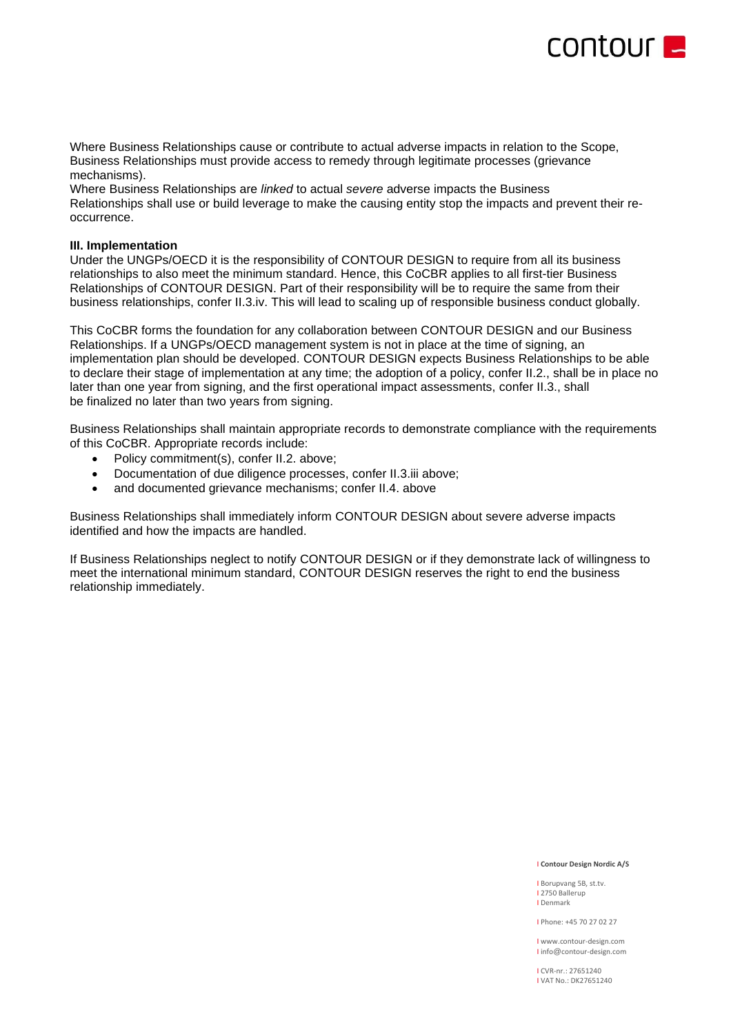Where Business Relationships cause or contribute to actual adverse impacts in relation to the Scope, Business Relationships must provide access to remedy through legitimate processes (grievance mechanisms).

Where Business Relationships are *linked* to actual *severe* adverse impacts the Business Relationships shall use or build leverage to make the causing entity stop the impacts and prevent their re-occurrence.

**III. Implementation**

Under the UNGPs/OECD it is the responsibility of CONTOUR DESIGN to require from all its business relationships to also meet the minimum standard. Hence, this CoCBR applies to all first-tier Business Relationships of CONTOUR DESIGN. Part of their responsibility will be to require the same from their business relationships, confer II.3.iv. This will lead to scaling up of responsible business conduct globally.

This CoCBR forms the foundation for any collaboration between CONTOUR DESIGN and our Business Relationships. If a UNGPs/OECD management system is not in place at the time of signing, an implementation plan should be developed. CONTOUR DESIGN expects Business Relationships to be able to declare their stage of implementation at any time; the adoption of a policy, confer II.2., shall be in place no later than one year from signing, and the first operational impact assessments, confer II.3., shall be finalized no later than two years from signing.

Business Relationships shall maintain appropriate records to demonstrate compliance with the requirements of this CoCBR. Appropriate records include:

- Policy commitment(s), confer II.2. above;
- Documentation of due diligence processes, confer II.3.iii above;
- and documented grievance mechanisms; confer II.4. above

Business Relationships shall immediately inform CONTOUR DESIGN about severe adverse impacts identified and how the impacts are handled.

If Business Relationships neglect to notify CONTOUR DESIGN or if they demonstrate lack of willingness to meet the international minimum standard, CONTOUR DESIGN reserves the right to end the business relationship immediately.